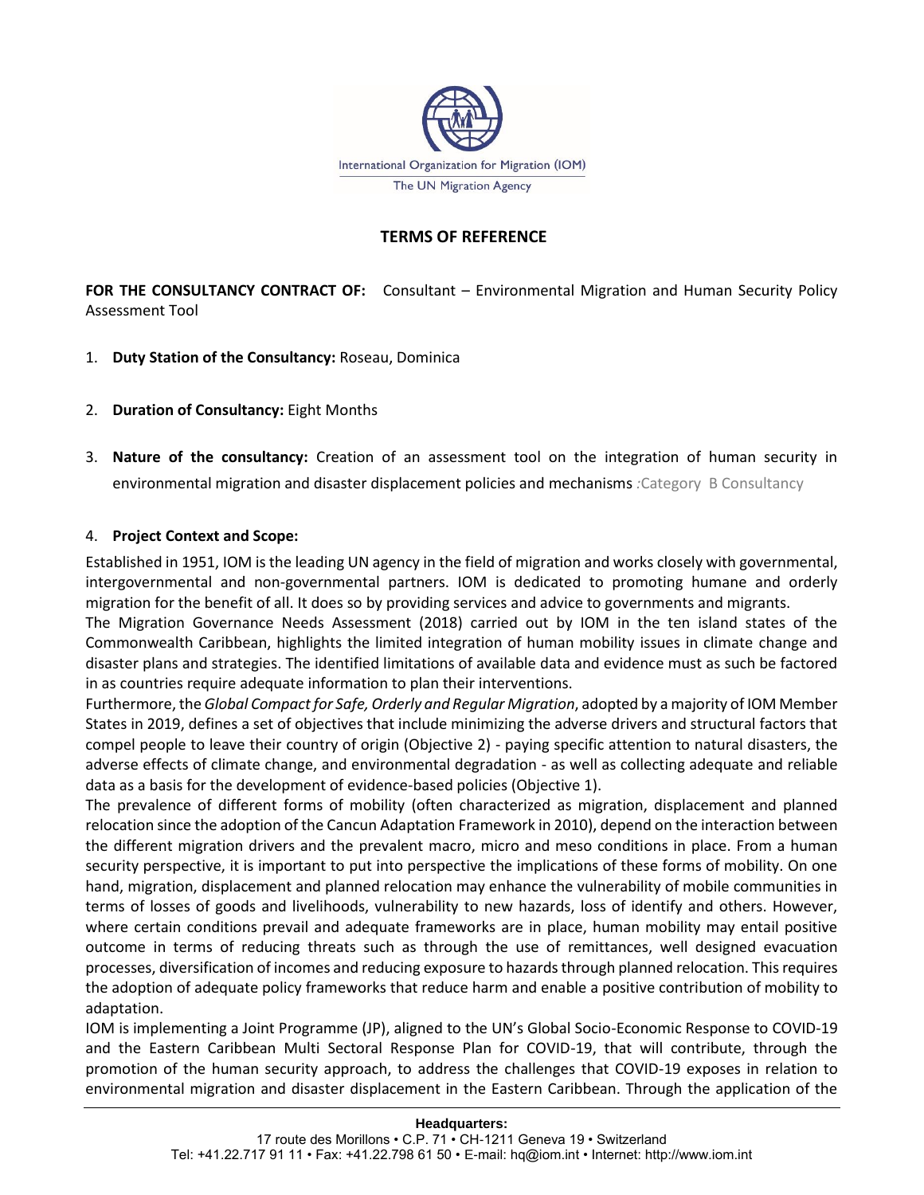International Organization for Migration (IOM)

The UN Migration Agency

## TERMS OF REFERENCE

**FOR THE CONSULTANCY CONTRACT OF:** Consultant – Environmental Migration and Human Security Policy Assessment Tool

1. **Duty Station of the Consultancy:** Roseau, Dominica

2. **Duration of Consultancy:** Eight Months

3. **Nature of the consultancy:** Creation of an assessment tool on the integration of human security in environmental migration and disaster displacement policies and mechanisms :Category B Consultancy

4. **Project Context and Scope:**

Established in 1951, IOM is the leading UN agency in the field of migration and works closely with governmental, intergovernmental and non-governmental partners. IOM is dedicated to promoting humane and orderly migration for the benefit of all. It does so by providing services and advice to governments and migrants.

The Migration Governance Needs Assessment (2018) carried out by IOM in the ten island states of the Commonwealth Caribbean, highlights the limited integration of human mobility issues in climate change and disaster plans and strategies. The identified limitations of available data and evidence must as such be factored in as countries require adequate information to plan their interventions.

Furthermore, the *Global Compact for Safe, Orderly and Regular Migration*, adopted by a majority of IOM Member States in 2019, defines a set of objectives that include minimizing the adverse drivers and structural factors that compel people to leave their country of origin (Objective 2) - paying specific attention to natural disasters, the adverse effects of climate change, and environmental degradation - as well as collecting adequate and reliable data as a basis for the development of evidence-based policies (Objective 1).

The prevalence of different forms of mobility (often characterized as migration, displacement and planned relocation since the adoption of the Cancun Adaptation Framework in 2010), depend on the interaction between the different migration drivers and the prevalent macro, micro and meso conditions in place. From a human security perspective, it is important to put into perspective the implications of these forms of mobility. On one hand, migration, displacement and planned relocation may enhance the vulnerability of mobile communities in terms of losses of goods and livelihoods, vulnerability to new hazards, loss of identify and others. However, where certain conditions prevail and adequate frameworks are in place, human mobility may entail positive outcome in terms of reducing threats such as through the use of remittances, well designed evacuation processes, diversification of incomes and reducing exposure to hazards through planned relocation. This requires the adoption of adequate policy frameworks that reduce harm and enable a positive contribution of mobility to adaptation.

IOM is implementing a Joint Programme (JP), aligned to the UN's Global Socio-Economic Response to COVID-19 and the Eastern Caribbean Multi Sectoral Response Plan for COVID-19, that will contribute, through the promotion of the human security approach, to address the challenges that COVID-19 exposes in relation to environmental migration and disaster displacement in the Eastern Caribbean. Through the application of the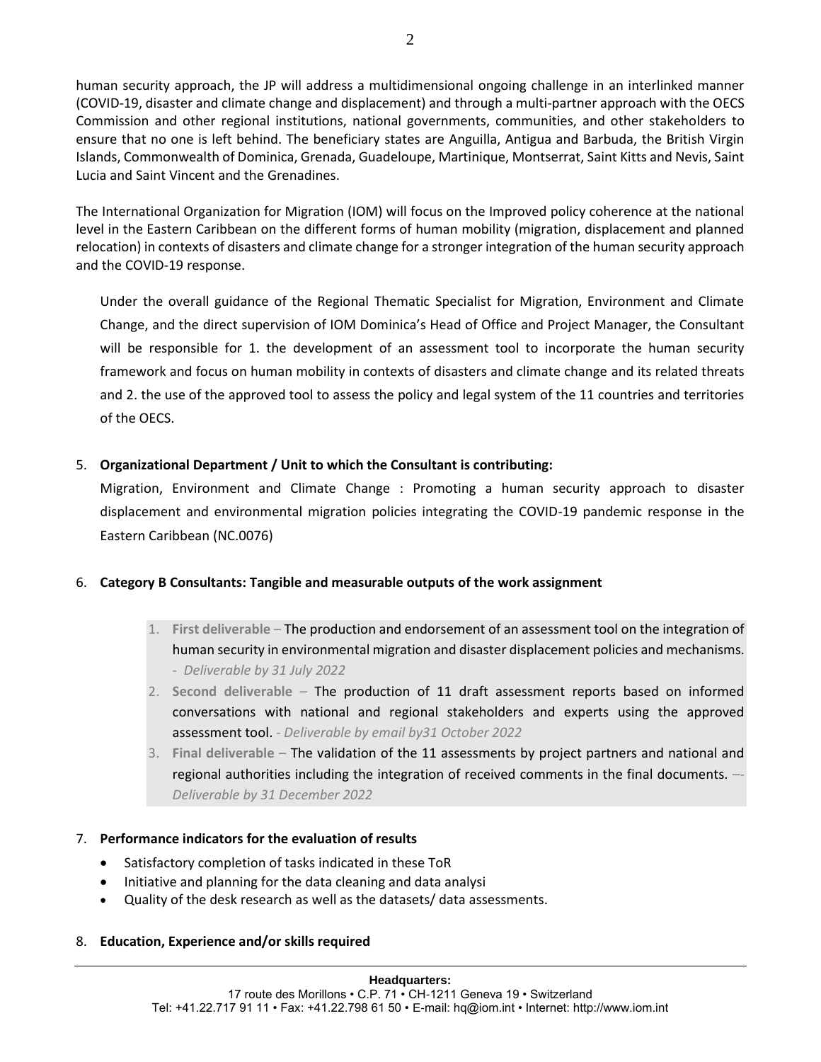human security approach, the JP will address a multidimensional ongoing challenge in an interlinked manner (COVID-19, disaster and climate change and displacement) and through a multi-partner approach with the OECS Commission and other regional institutions, national governments, communities, and other stakeholders to ensure that no one is left behind. The beneficiary states are Anguilla, Antigua and Barbuda, the British Virgin Islands, Commonwealth of Dominica, Grenada, Guadeloupe, Martinique, Montserrat, Saint Kitts and Nevis, Saint Lucia and Saint Vincent and the Grenadines.

The International Organization for Migration (IOM) will focus on the Improved policy coherence at the national level in the Eastern Caribbean on the different forms of human mobility (migration, displacement and planned relocation) in contexts of disasters and climate change for a stronger integration of the human security approach and the COVID-19 response.

Under the overall guidance of the Regional Thematic Specialist for Migration, Environment and Climate Change, and the direct supervision of IOM Dominica's Head of Office and Project Manager, the Consultant will be responsible for 1. the development of an assessment tool to incorporate the human security framework and focus on human mobility in contexts of disasters and climate change and its related threats and 2. the use of the approved tool to assess the policy and legal system of the 11 countries and territories of the OECS.

5. **Organizational Department / Unit to which the Consultant is contributing:**

   Migration, Environment and Climate Change : Promoting a human security approach to disaster displacement and environmental migration policies integrating the COVID-19 pandemic response in the Eastern Caribbean (NC.0076)

6. **Category B Consultants: Tangible and measurable outputs of the work assignment**

   1. **First deliverable** – The production and endorsement of an assessment tool on the integration of human security in environmental migration and disaster displacement policies and mechanisms. *- Deliverable by 31 July 2022*
   2. **Second deliverable** – The production of 11 draft assessment reports based on informed conversations with national and regional stakeholders and experts using the approved assessment tool. *- Deliverable by email by31 October 2022*
   3. **Final deliverable** – The validation of the 11 assessments by project partners and national and regional authorities including the integration of received comments in the final documents. *–- Deliverable by 31 December 2022*

7. **Performance indicators for the evaluation of results**

   - Satisfactory completion of tasks indicated in these ToR
   - Initiative and planning for the data cleaning and data analysi
   - Quality of the desk research as well as the datasets/ data assessments.

8. **Education, Experience and/or skills required**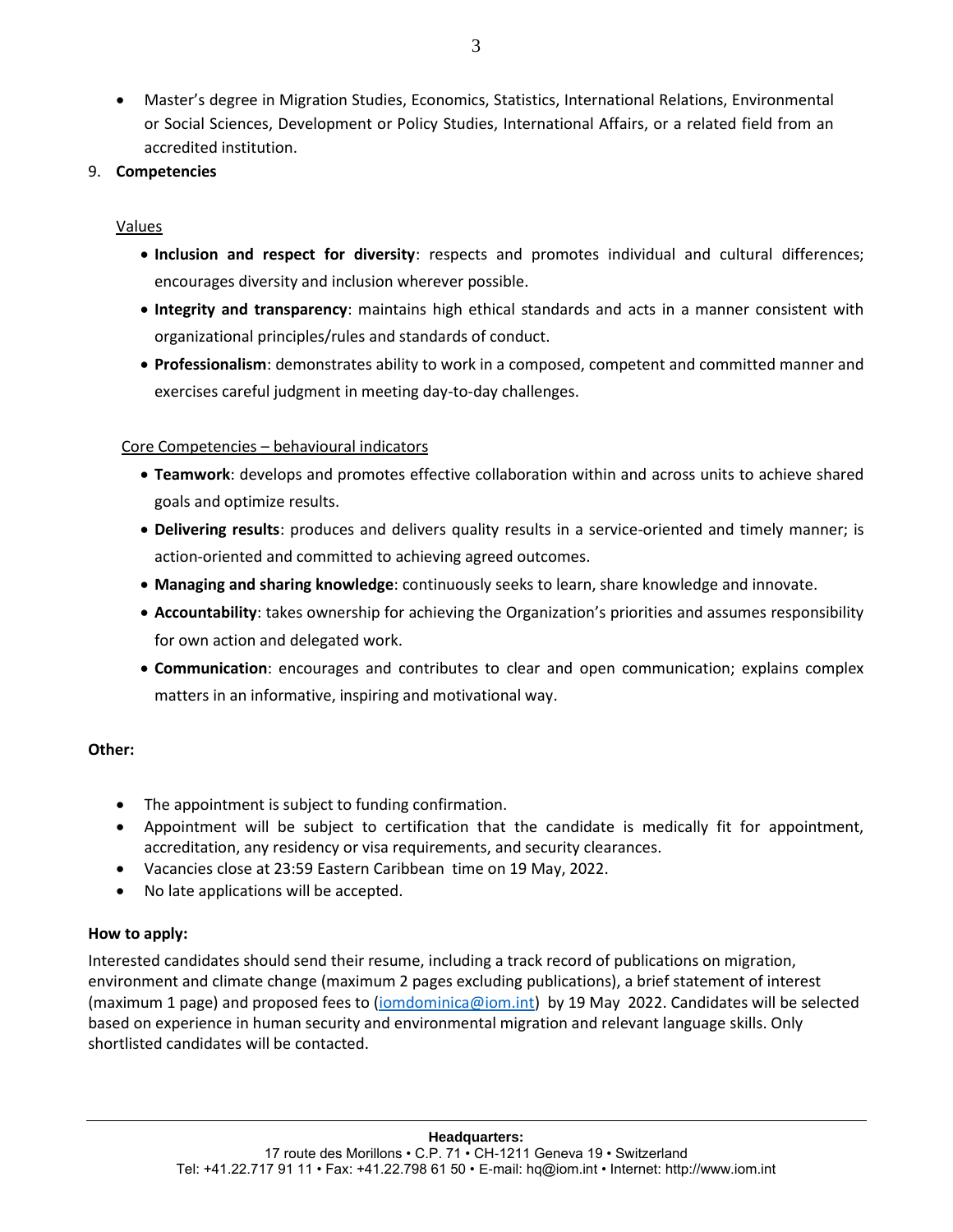- Master's degree in Migration Studies, Economics, Statistics, International Relations, Environmental or Social Sciences, Development or Policy Studies, International Affairs, or a related field from an accredited institution.

9. **Competencies**

Values

- **Inclusion and respect for diversity**: respects and promotes individual and cultural differences; encourages diversity and inclusion wherever possible.
- **Integrity and transparency**: maintains high ethical standards and acts in a manner consistent with organizational principles/rules and standards of conduct.
- **Professionalism**: demonstrates ability to work in a composed, competent and committed manner and exercises careful judgment in meeting day-to-day challenges.

Core Competencies – behavioural indicators

- **Teamwork**: develops and promotes effective collaboration within and across units to achieve shared goals and optimize results.
- **Delivering results**: produces and delivers quality results in a service-oriented and timely manner; is action-oriented and committed to achieving agreed outcomes.
- **Managing and sharing knowledge**: continuously seeks to learn, share knowledge and innovate.
- **Accountability**: takes ownership for achieving the Organization's priorities and assumes responsibility for own action and delegated work.
- **Communication**: encourages and contributes to clear and open communication; explains complex matters in an informative, inspiring and motivational way.

**Other:**

- The appointment is subject to funding confirmation.
- Appointment will be subject to certification that the candidate is medically fit for appointment, accreditation, any residency or visa requirements, and security clearances.
- Vacancies close at 23:59 Eastern Caribbean time on 19 May, 2022.
- No late applications will be accepted.

**How to apply:**

Interested candidates should send their resume, including a track record of publications on migration, environment and climate change (maximum 2 pages excluding publications), a brief statement of interest (maximum 1 page) and proposed fees to (iomdominica@iom.int) by 19 May 2022. Candidates will be selected based on experience in human security and environmental migration and relevant language skills. Only shortlisted candidates will be contacted.

**Headquarters:**
17 route des Morillons • C.P. 71 • CH-1211 Geneva 19 • Switzerland
Tel: +41.22.717 91 11 • Fax: +41.22.798 61 50 • E-mail: hq@iom.int • Internet: http://www.iom.int